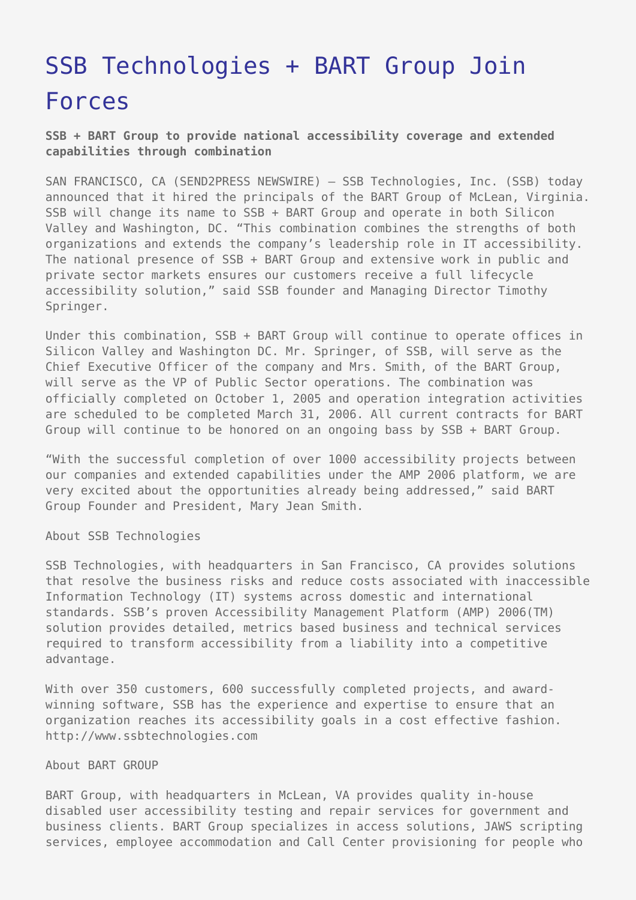# SSB Technologies + BART Group Join Forces

**SSB + BART Group to provide national accessibility coverage and extended capabilities through combination**

SAN FRANCISCO, CA (SEND2PRESS NEWSWIRE) — SSB Technologies, Inc. (SSB) today announced that it hired the principals of the BART Group of McLean, Virginia. SSB will change its name to SSB + BART Group and operate in both Silicon Valley and Washington, DC. "This combination combines the strengths of both organizations and extends the company's leadership role in IT accessibility. The national presence of SSB + BART Group and extensive work in public and private sector markets ensures our customers receive a full lifecycle accessibility solution," said SSB founder and Managing Director Timothy Springer.

Under this combination, SSB + BART Group will continue to operate offices in Silicon Valley and Washington DC. Mr. Springer, of SSB, will serve as the Chief Executive Officer of the company and Mrs. Smith, of the BART Group, will serve as the VP of Public Sector operations. The combination was officially completed on October 1, 2005 and operation integration activities are scheduled to be completed March 31, 2006. All current contracts for BART Group will continue to be honored on an ongoing bass by SSB + BART Group.

"With the successful completion of over 1000 accessibility projects between our companies and extended capabilities under the AMP 2006 platform, we are very excited about the opportunities already being addressed," said BART Group Founder and President, Mary Jean Smith.

About SSB Technologies

SSB Technologies, with headquarters in San Francisco, CA provides solutions that resolve the business risks and reduce costs associated with inaccessible Information Technology (IT) systems across domestic and international standards. SSB's proven Accessibility Management Platform (AMP) 2006(TM) solution provides detailed, metrics based business and technical services required to transform accessibility from a liability into a competitive advantage.

With over 350 customers, 600 successfully completed projects, and award-winning software, SSB has the experience and expertise to ensure that an organization reaches its accessibility goals in a cost effective fashion. http://www.ssbtechnologies.com

About BART GROUP

BART Group, with headquarters in McLean, VA provides quality in-house disabled user accessibility testing and repair services for government and business clients. BART Group specializes in access solutions, JAWS scripting services, employee accommodation and Call Center provisioning for people who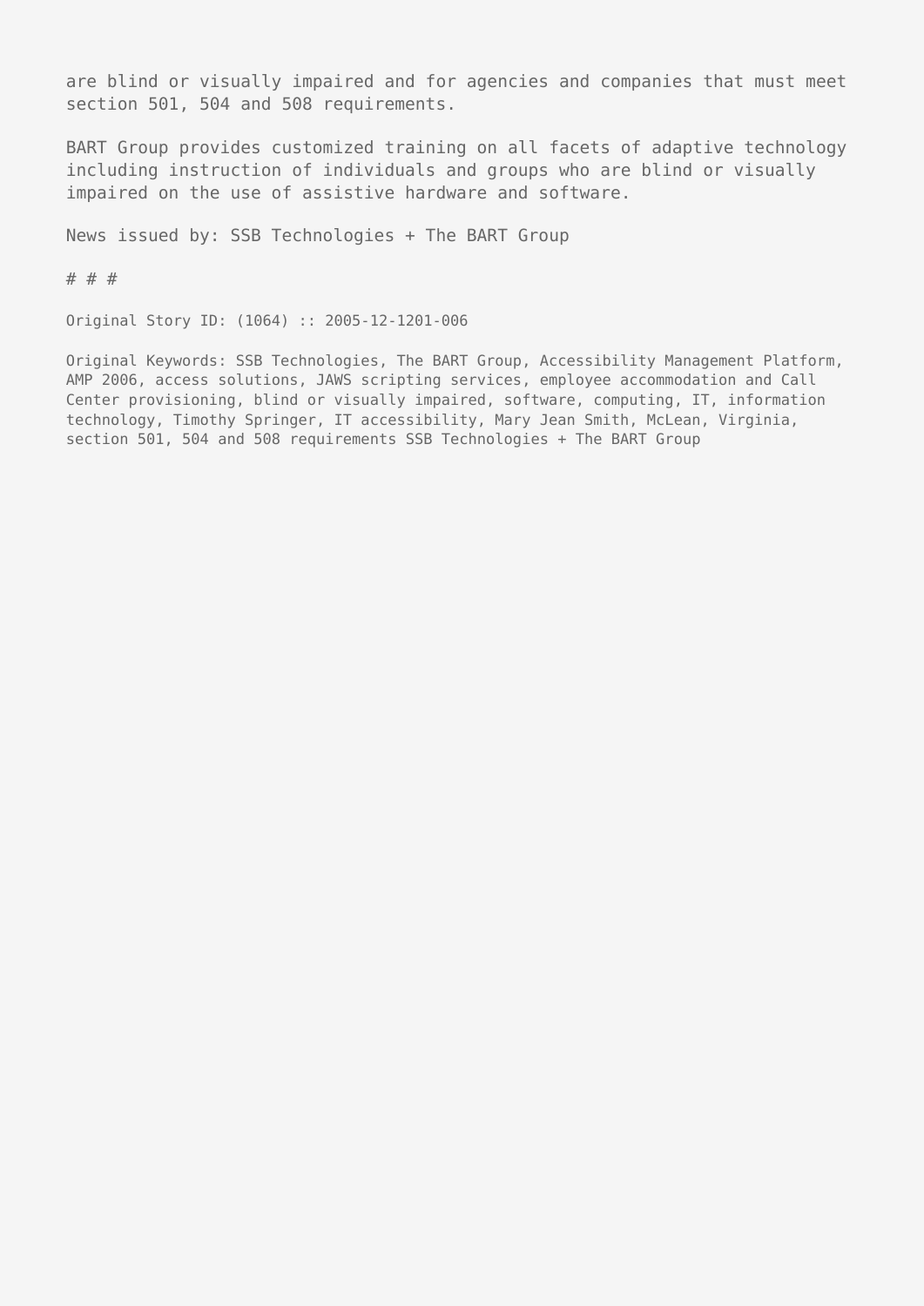are blind or visually impaired and for agencies and companies that must meet section 501, 504 and 508 requirements.

BART Group provides customized training on all facets of adaptive technology including instruction of individuals and groups who are blind or visually impaired on the use of assistive hardware and software.

News issued by: SSB Technologies + The BART Group

# # #

Original Story ID: (1064) :: 2005-12-1201-006

Original Keywords: SSB Technologies, The BART Group, Accessibility Management Platform, AMP 2006, access solutions, JAWS scripting services, employee accommodation and Call Center provisioning, blind or visually impaired, software, computing, IT, information technology, Timothy Springer, IT accessibility, Mary Jean Smith, McLean, Virginia, section 501, 504 and 508 requirements SSB Technologies + The BART Group